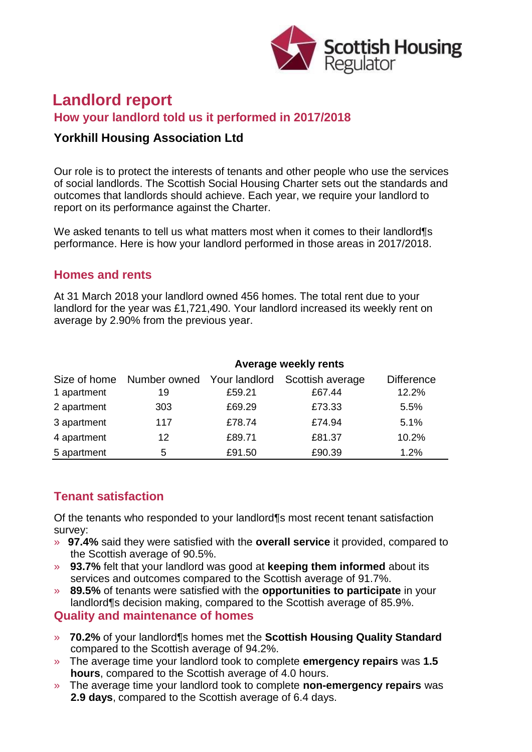Scottish Housing Regulator

# Landlord report

## How your landlord told us it performed in 2017/2018

### Yorkhill Housing Association Ltd

Our role is to protect the interests of tenants and other people who use the services of social landlords. The Scottish Social Housing Charter sets out the standards and outcomes that landlords should achieve. Each year, we require your landlord to report on its performance against the Charter.

We asked tenants to tell us what matters most when it comes to their landlord¶s performance. Here is how your landlord performed in those areas in 2017/2018.

## Homes and rents

At 31 March 2018 your landlord owned 456 homes. The total rent due to your landlord for the year was £1,721,490. Your landlord increased its weekly rent on average by 2.90% from the previous year.

| | | Average weekly rents | | |
|---|---|---|---|---|
| Size of home | Number owned | Your landlord | Scottish average | Difference |
| 1 apartment | 19 | £59.21 | £67.44 | 12.2% |
| 2 apartment | 303 | £69.29 | £73.33 | 5.5% |
| 3 apartment | 117 | £78.74 | £74.94 | 5.1% |
| 4 apartment | 12 | £89.71 | £81.37 | 10.2% |
| 5 apartment | 5 | £91.50 | £90.39 | 1.2% |

## Tenant satisfaction

Of the tenants who responded to your landlord¶s most recent tenant satisfaction survey:

- **97.4%** said they were satisfied with the **overall service** it provided, compared to the Scottish average of 90.5%.
- **93.7%** felt that your landlord was good at **keeping them informed** about its services and outcomes compared to the Scottish average of 91.7%.
- **89.5%** of tenants were satisfied with the **opportunities to participate** in your landlord¶s decision making, compared to the Scottish average of 85.9%.

## Quality and maintenance of homes

- **70.2%** of your landlord¶s homes met the **Scottish Housing Quality Standard** compared to the Scottish average of 94.2%.
- The average time your landlord took to complete **emergency repairs** was **1.5 hours**, compared to the Scottish average of 4.0 hours.
- The average time your landlord took to complete **non-emergency repairs** was **2.9 days**, compared to the Scottish average of 6.4 days.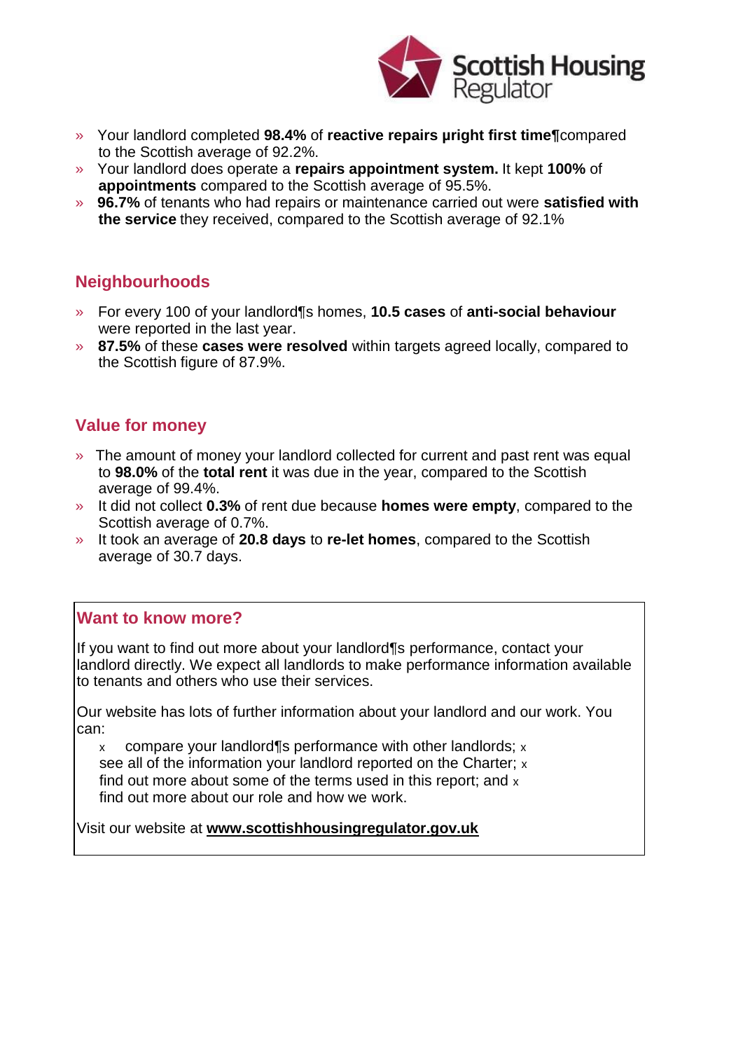- Your landlord completed **98.4%** of **reactive repairs µright first time¶**compared to the Scottish average of 92.2%.
- Your landlord does operate a **repairs appointment system.** It kept **100%** of **appointments** compared to the Scottish average of 95.5%.
- **96.7%** of tenants who had repairs or maintenance carried out were **satisfied with the service** they received, compared to the Scottish average of 92.1%

## Neighbourhoods

- For every 100 of your landlord¶s homes, **10.5 cases** of **anti-social behaviour** were reported in the last year.
- **87.5%** of these **cases were resolved** within targets agreed locally, compared to the Scottish figure of 87.9%.

## Value for money

- The amount of money your landlord collected for current and past rent was equal to **98.0%** of the **total rent** it was due in the year, compared to the Scottish average of 99.4%.
- It did not collect **0.3%** of rent due because **homes were empty**, compared to the Scottish average of 0.7%.
- It took an average of **20.8 days** to **re-let homes**, compared to the Scottish average of 30.7 days.

## Want to know more?

If you want to find out more about your landlord¶s performance, contact your landlord directly. We expect all landlords to make performance information available to tenants and others who use their services.

Our website has lots of further information about your landlord and our work. You can:

- compare your landlord¶s performance with other landlords;
- see all of the information your landlord reported on the Charter;
- find out more about some of the terms used in this report; and
- find out more about our role and how we work.

Visit our website at **www.scottishhousingregulator.gov.uk**